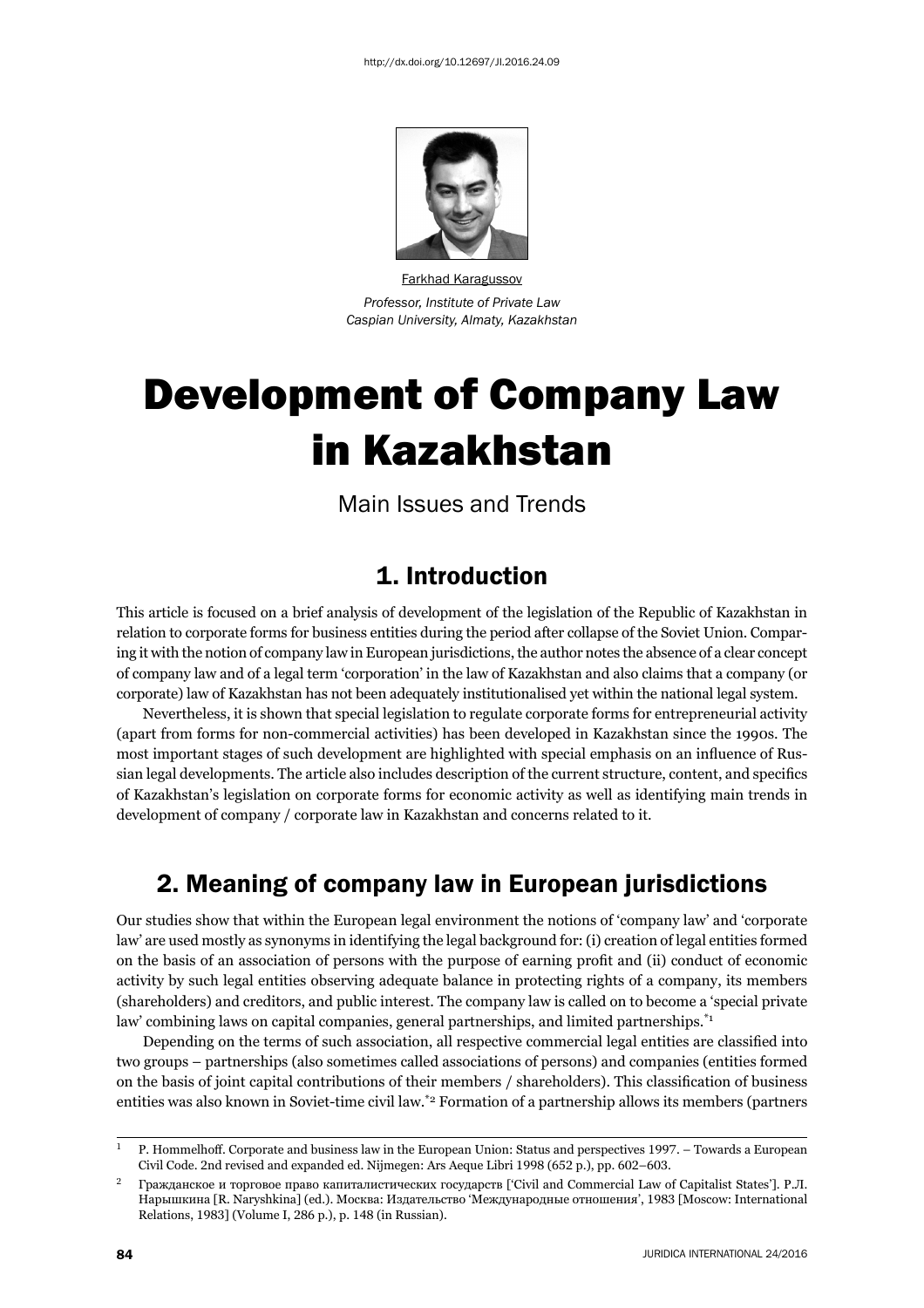http://dx.doi.org/10.12697/JI.2016.24.09

Farkhad Karagussov

*Professor, Institute of Private Law*
*Caspian University, Almaty, Kazakhstan*

# Development of Company Law in Kazakhstan

Main Issues and Trends

## 1. Introduction

This article is focused on a brief analysis of development of the legislation of the Republic of Kazakhstan in relation to corporate forms for business entities during the period after collapse of the Soviet Union. Comparing it with the notion of company law in European jurisdictions, the author notes the absence of a clear concept of company law and of a legal term 'corporation' in the law of Kazakhstan and also claims that a company (or corporate) law of Kazakhstan has not been adequately institutionalised yet within the national legal system.

Nevertheless, it is shown that special legislation to regulate corporate forms for entrepreneurial activity (apart from forms for non-commercial activities) has been developed in Kazakhstan since the 1990s. The most important stages of such development are highlighted with special emphasis on an influence of Russian legal developments. The article also includes description of the current structure, content, and specifics of Kazakhstan's legislation on corporate forms for economic activity as well as identifying main trends in development of company / corporate law in Kazakhstan and concerns related to it.

## 2. Meaning of company law in European jurisdictions

Our studies show that within the European legal environment the notions of 'company law' and 'corporate law' are used mostly as synonyms in identifying the legal background for: (i) creation of legal entities formed on the basis of an association of persons with the purpose of earning profit and (ii) conduct of economic activity by such legal entities observing adequate balance in protecting rights of a company, its members (shareholders) and creditors, and public interest. The company law is called on to become a 'special private law' combining laws on capital companies, general partnerships, and limited partnerships.*[1]

Depending on the terms of such association, all respective commercial legal entities are classified into two groups – partnerships (also sometimes called associations of persons) and companies (entities formed on the basis of joint capital contributions of their members / shareholders). This classification of business entities was also known in Soviet-time civil law.*[2] Formation of a partnership allows its members (partners

---

[1] P. Hommelhoff. Corporate and business law in the European Union: Status and perspectives 1997. – Towards a European Civil Code. 2nd revised and expanded ed. Nijmegen: Ars Aeque Libri 1998 (652 p.), pp. 602–603.

[2] Гражданское и торговое право капиталистических государств ['Civil and Commercial Law of Capitalist States']. Р.Л. Нарышкина [R. Naryshkina] (ed.). Москва: Издательство 'Международные отношения', 1983 [Moscow: International Relations, 1983] (Volume I, 286 p.), p. 148 (in Russian).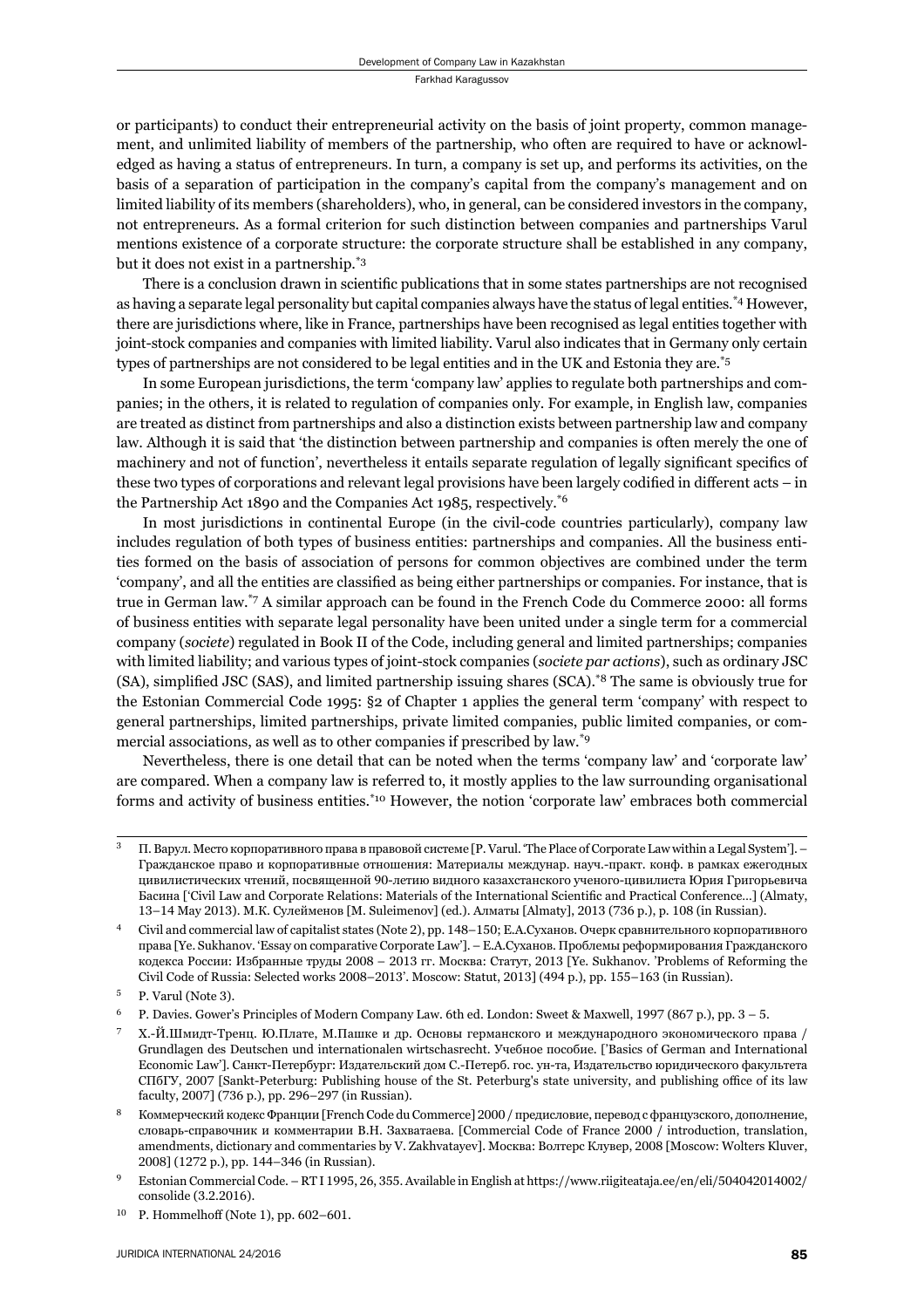or participants) to conduct their entrepreneurial activity on the basis of joint property, common management, and unlimited liability of members of the partnership, who often are required to have or acknowledged as having a status of entrepreneurs. In turn, a company is set up, and performs its activities, on the basis of a separation of participation in the company's capital from the company's management and on limited liability of its members (shareholders), who, in general, can be considered investors in the company, not entrepreneurs. As a formal criterion for such distinction between companies and partnerships Varul mentions existence of a corporate structure: the corporate structure shall be established in any company, but it does not exist in a partnership.[*3]

There is a conclusion drawn in scientific publications that in some states partnerships are not recognised as having a separate legal personality but capital companies always have the status of legal entities.[*4] However, there are jurisdictions where, like in France, partnerships have been recognised as legal entities together with joint-stock companies and companies with limited liability. Varul also indicates that in Germany only certain types of partnerships are not considered to be legal entities and in the UK and Estonia they are.[*5]

In some European jurisdictions, the term 'company law' applies to regulate both partnerships and companies; in the others, it is related to regulation of companies only. For example, in English law, companies are treated as distinct from partnerships and also a distinction exists between partnership law and company law. Although it is said that 'the distinction between partnership and companies is often merely the one of machinery and not of function', nevertheless it entails separate regulation of legally significant specifics of these two types of corporations and relevant legal provisions have been largely codified in different acts – in the Partnership Act 1890 and the Companies Act 1985, respectively.[*6]

In most jurisdictions in continental Europe (in the civil-code countries particularly), company law includes regulation of both types of business entities: partnerships and companies. All the business entities formed on the basis of association of persons for common objectives are combined under the term 'company', and all the entities are classified as being either partnerships or companies. For instance, that is true in German law.[*7] A similar approach can be found in the French Code du Commerce 2000: all forms of business entities with separate legal personality have been united under a single term for a commercial company (*societe*) regulated in Book II of the Code, including general and limited partnerships; companies with limited liability; and various types of joint-stock companies (*societe par actions*), such as ordinary JSC (SA), simplified JSC (SAS), and limited partnership issuing shares (SCA).[*8] The same is obviously true for the Estonian Commercial Code 1995: §2 of Chapter 1 applies the general term 'company' with respect to general partnerships, limited partnerships, private limited companies, public limited companies, or commercial associations, as well as to other companies if prescribed by law.[*9]

Nevertheless, there is one detail that can be noted when the terms 'company law' and 'corporate law' are compared. When a company law is referred to, it mostly applies to the law surrounding organisational forms and activity of business entities.[*10] However, the notion 'corporate law' embraces both commercial

---

[3] П. Варул. Место корпоративного права в правовой системе [P. Varul. 'The Place of Corporate Law within a Legal System']. – Гражданское право и корпоративные отношения: Материалы междунар. науч.-практ. конф. в рамках ежегодных цивилистических чтений, посвященной 90-летию видного казахстанского ученого-цивилиста Юрия Григорьевича Басина ['Civil Law and Corporate Relations: Materials of the International Scientific and Practical Conference…] (Almaty, 13–14 May 2013). М.К. Сулейменов [M. Suleimenov] (ed.). Алматы [Almaty], 2013 (736 p.), p. 108 (in Russian).

[4] Civil and commercial law of capitalist states (Note 2), pp. 148–150; Е.А.Суханов. Очерк сравнительного корпоративного права [Ye. Sukhanov. 'Essay on comparative Corporate Law']. – Е.А.Суханов. Проблемы реформирования Гражданского кодекса России: Избранные труды 2008 – 2013 гг. Москва: Статут, 2013 [Ye. Sukhanov. 'Problems of Reforming the Civil Code of Russia: Selected works 2008–2013'. Moscow: Statut, 2013] (494 p.), pp. 155–163 (in Russian).

[5] P. Varul (Note 3).

[6] P. Davies. Gower's Principles of Modern Company Law. 6th ed. London: Sweet & Maxwell, 1997 (867 p.), pp. 3 – 5.

[7] Х.-Й.Шмидт-Тренц. Ю.Плате, М.Пашке и др. Основы германского и международного экономического права / Grundlagen des Deutschen und internationalen wirtschasrecht. Учебное пособие. ['Basics of German and International Economic Law']. Санкт-Петербург: Издательский дом С.-Петерб. гос. ун-та, Издательство юридического факультета СПбГУ, 2007 [Sankt-Peterburg: Publishing house of the St. Peterburg's state university, and publishing office of its law faculty, 2007] (736 p.), pp. 296–297 (in Russian).

[8] Коммерческий кодекс Франции [French Code du Commerce] 2000 / предисловие, перевод с французского, дополнение, словарь-справочник и комментарии В.Н. Захватаева. [Commercial Code of France 2000 / introduction, translation, amendments, dictionary and commentaries by V. Zakhvatayev]. Москва: Волтерс Клувер, 2008 [Moscow: Wolters Kluver, 2008] (1272 p.), pp. 144–346 (in Russian).

[9] Estonian Commercial Code. – RT I 1995, 26, 355. Available in English at https://www.riigiteataja.ee/en/eli/504042014002/consolide (3.2.2016).

[10] P. Hommelhoff (Note 1), pp. 602–601.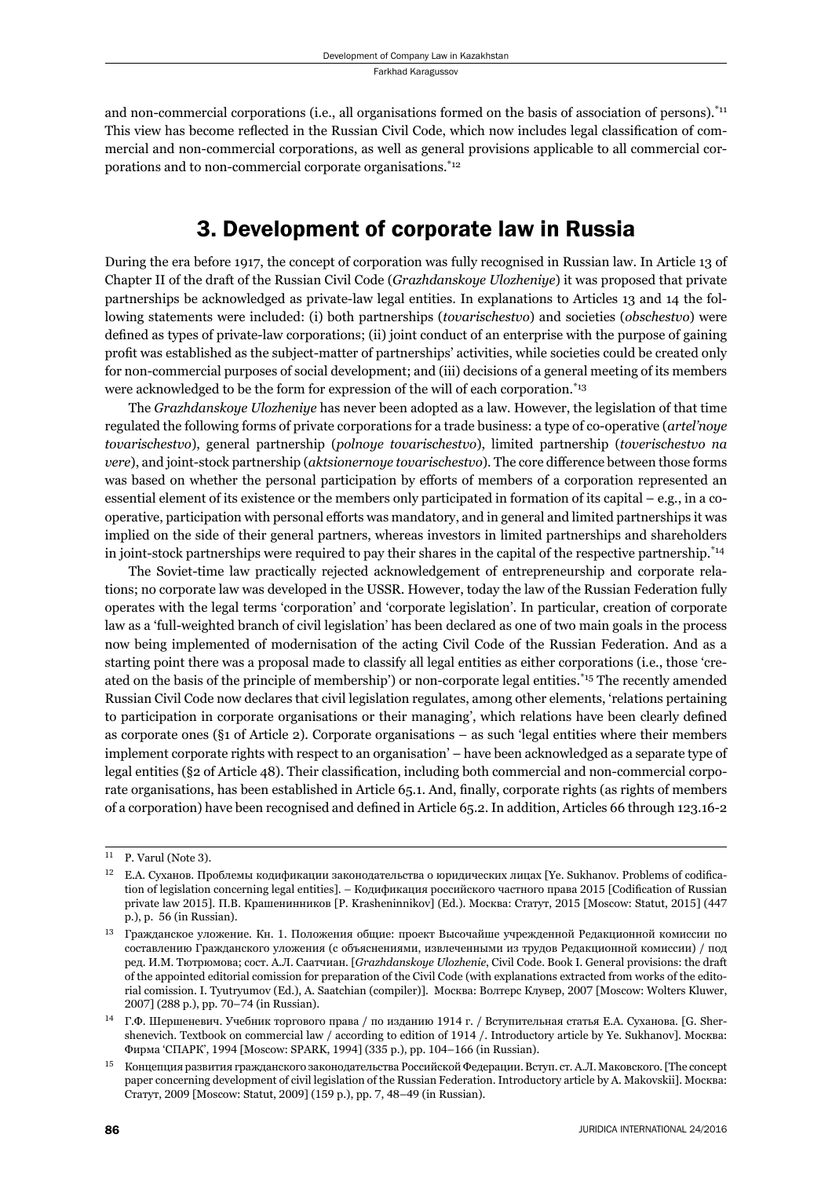and non-commercial corporations (i.e., all organisations formed on the basis of association of persons).[11] This view has become reflected in the Russian Civil Code, which now includes legal classification of commercial and non-commercial corporations, as well as general provisions applicable to all commercial corporations and to non-commercial corporate organisations.[12]

## 3. Development of corporate law in Russia

During the era before 1917, the concept of corporation was fully recognised in Russian law. In Article 13 of Chapter II of the draft of the Russian Civil Code (*Grazhdanskoye Ulozheniye*) it was proposed that private partnerships be acknowledged as private-law legal entities. In explanations to Articles 13 and 14 the following statements were included: (i) both partnerships (*tovarischestvo*) and societies (*obschestvo*) were defined as types of private-law corporations; (ii) joint conduct of an enterprise with the purpose of gaining profit was established as the subject-matter of partnerships' activities, while societies could be created only for non-commercial purposes of social development; and (iii) decisions of a general meeting of its members were acknowledged to be the form for expression of the will of each corporation.[13]

The *Grazhdanskoye Ulozheniye* has never been adopted as a law. However, the legislation of that time regulated the following forms of private corporations for a trade business: a type of co-operative (*artel'noye tovarischestvo*), general partnership (*polnoye tovarischestvo*), limited partnership (*toverischestvo na vere*), and joint-stock partnership (*aktsionernoye tovarischestvo*). The core difference between those forms was based on whether the personal participation by efforts of members of a corporation represented an essential element of its existence or the members only participated in formation of its capital – e.g., in a co-operative, participation with personal efforts was mandatory, and in general and limited partnerships it was implied on the side of their general partners, whereas investors in limited partnerships and shareholders in joint-stock partnerships were required to pay their shares in the capital of the respective partnership.[14]

The Soviet-time law practically rejected acknowledgement of entrepreneurship and corporate relations; no corporate law was developed in the USSR. However, today the law of the Russian Federation fully operates with the legal terms 'corporation' and 'corporate legislation'. In particular, creation of corporate law as a 'full-weighted branch of civil legislation' has been declared as one of two main goals in the process now being implemented of modernisation of the acting Civil Code of the Russian Federation. And as a starting point there was a proposal made to classify all legal entities as either corporations (i.e., those 'created on the basis of the principle of membership') or non-corporate legal entities.[15] The recently amended Russian Civil Code now declares that civil legislation regulates, among other elements, 'relations pertaining to participation in corporate organisations or their managing', which relations have been clearly defined as corporate ones (§1 of Article 2). Corporate organisations – as such 'legal entities where their members implement corporate rights with respect to an organisation' – have been acknowledged as a separate type of legal entities (§2 of Article 48). Their classification, including both commercial and non-commercial corporate organisations, has been established in Article 65.1. And, finally, corporate rights (as rights of members of a corporation) have been recognised and defined in Article 65.2. In addition, Articles 66 through 123.16-2

---

[11] P. Varul (Note 3).

[12] Е.А. Суханов. Проблемы кодификации законодательства о юридических лицах [Ye. Sukhanov. Problems of codification of legislation concerning legal entities]. – Кодификация российского частного права 2015 [Codification of Russian private law 2015]. П.В. Крашенинников [P. Krasheninnikov] (Ed.). Москва: Статут, 2015 [Moscow: Statut, 2015] (447 p.), p. 56 (in Russian).

[13] Гражданское уложение. Кн. 1. Положения общие: проект Высочайше учрежденной Редакционной комиссии по составлению Гражданского уложения (с объяснениями, извлеченными из трудов Редакционной комиссии) / под ред. И.М. Тютрюмова; сост. А.Л. Саатчиан. [*Grazhdanskoye Ulozhenie*, Civil Code. Book I. General provisions: the draft of the appointed editorial comission for preparation of the Civil Code (with explanations extracted from works of the editorial comission. I. Tyutryumov (Ed.), A. Saatchian (compiler)]. Москва: Волтерс Клувер, 2007 [Moscow: Wolters Kluwer, 2007] (288 p.), pp. 70–74 (in Russian).

[14] Г.Ф. Шершеневич. Учебник торгового права / по изданию 1914 г. / Вступительная статья Е.А. Суханова. [G. Shershenevich. Textbook on commercial law / according to edition of 1914 /. Introductory article by Ye. Sukhanov]. Москва: Фирма 'СПАРК', 1994 [Moscow: SPARK, 1994] (335 p.), pp. 104–166 (in Russian).

[15] Концепция развития гражданского законодательства Российской Федерации. Вступ. ст. А.Л. Маковского. [The concept paper concerning development of civil legislation of the Russian Federation. Introductory article by A. Makovskii]. Москва: Статут, 2009 [Moscow: Statut, 2009] (159 p.), pp. 7, 48–49 (in Russian).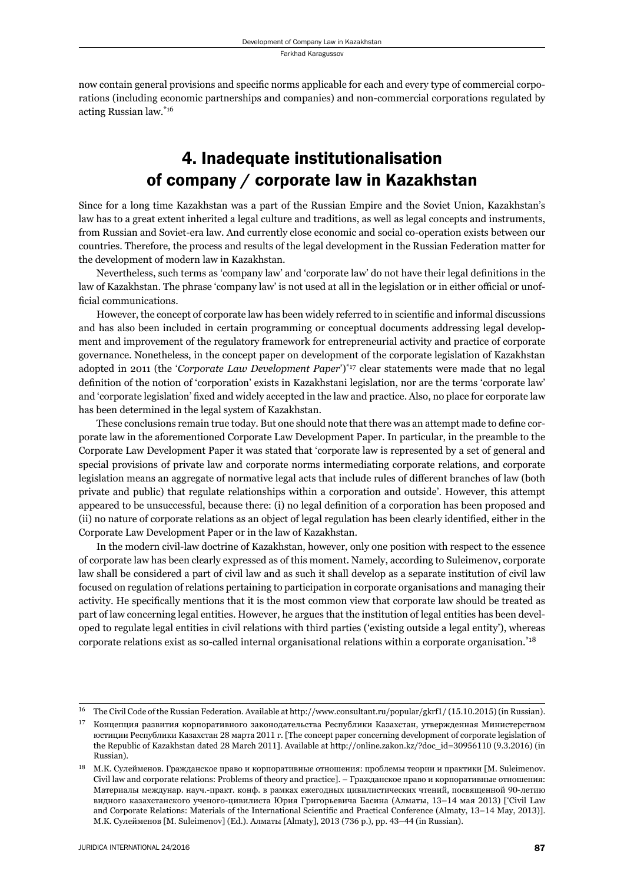now contain general provisions and specific norms applicable for each and every type of commercial corporations (including economic partnerships and companies) and non-commercial corporations regulated by acting Russian law.[*16]

# 4. Inadequate institutionalisation of company / corporate law in Kazakhstan

Since for a long time Kazakhstan was a part of the Russian Empire and the Soviet Union, Kazakhstan's law has to a great extent inherited a legal culture and traditions, as well as legal concepts and instruments, from Russian and Soviet-era law. And currently close economic and social co-operation exists between our countries. Therefore, the process and results of the legal development in the Russian Federation matter for the development of modern law in Kazakhstan.

Nevertheless, such terms as 'company law' and 'corporate law' do not have their legal definitions in the law of Kazakhstan. The phrase 'company law' is not used at all in the legislation or in either official or unofficial communications.

However, the concept of corporate law has been widely referred to in scientific and informal discussions and has also been included in certain programming or conceptual documents addressing legal development and improvement of the regulatory framework for entrepreneurial activity and practice of corporate governance. Nonetheless, in the concept paper on development of the corporate legislation of Kazakhstan adopted in 2011 (the '*Corporate Law Development Paper*')[*17] clear statements were made that no legal definition of the notion of 'corporation' exists in Kazakhstani legislation, nor are the terms 'corporate law' and 'corporate legislation' fixed and widely accepted in the law and practice. Also, no place for corporate law has been determined in the legal system of Kazakhstan.

These conclusions remain true today. But one should note that there was an attempt made to define corporate law in the aforementioned Corporate Law Development Paper. In particular, in the preamble to the Corporate Law Development Paper it was stated that 'corporate law is represented by a set of general and special provisions of private law and corporate norms intermediating corporate relations, and corporate legislation means an aggregate of normative legal acts that include rules of different branches of law (both private and public) that regulate relationships within a corporation and outside'. However, this attempt appeared to be unsuccessful, because there: (i) no legal definition of a corporation has been proposed and (ii) no nature of corporate relations as an object of legal regulation has been clearly identified, either in the Corporate Law Development Paper or in the law of Kazakhstan.

In the modern civil-law doctrine of Kazakhstan, however, only one position with respect to the essence of corporate law has been clearly expressed as of this moment. Namely, according to Suleimenov, corporate law shall be considered a part of civil law and as such it shall develop as a separate institution of civil law focused on regulation of relations pertaining to participation in corporate organisations and managing their activity. He specifically mentions that it is the most common view that corporate law should be treated as part of law concerning legal entities. However, he argues that the institution of legal entities has been developed to regulate legal entities in civil relations with third parties ('existing outside a legal entity'), whereas corporate relations exist as so-called internal organisational relations within a corporate organisation.[*18]

---

[16] The Civil Code of the Russian Federation. Available at http://www.consultant.ru/popular/gkrf1/ (15.10.2015) (in Russian).

[17] Концепция развития корпоративного законодательства Республики Казахстан, утвержденная Министерством юстиции Республики Казахстан 28 марта 2011 г. [The concept paper concerning development of corporate legislation of the Republic of Kazakhstan dated 28 March 2011]. Available at http://online.zakon.kz/?doc_id=30956110 (9.3.2016) (in Russian).

[18] М.К. Сулейменов. Гражданское право и корпоративные отношения: проблемы теории и практики [M. Suleimenov. Civil law and corporate relations: Problems of theory and practice]. – Гражданское право и корпоративные отношения: Материалы междунар. науч.-практ. конф. в рамках ежегодных цивилистических чтений, посвященной 90-летию видного казахстанского ученого-цивилиста Юрия Григорьевича Басина (Алматы, 13–14 мая 2013) ['Civil Law and Corporate Relations: Materials of the International Scientific and Practical Conference (Almaty, 13–14 May, 2013)]. М.К. Сулейменов [M. Suleimenov] (Ed.). Алматы [Almaty], 2013 (736 p.), pp. 43–44 (in Russian).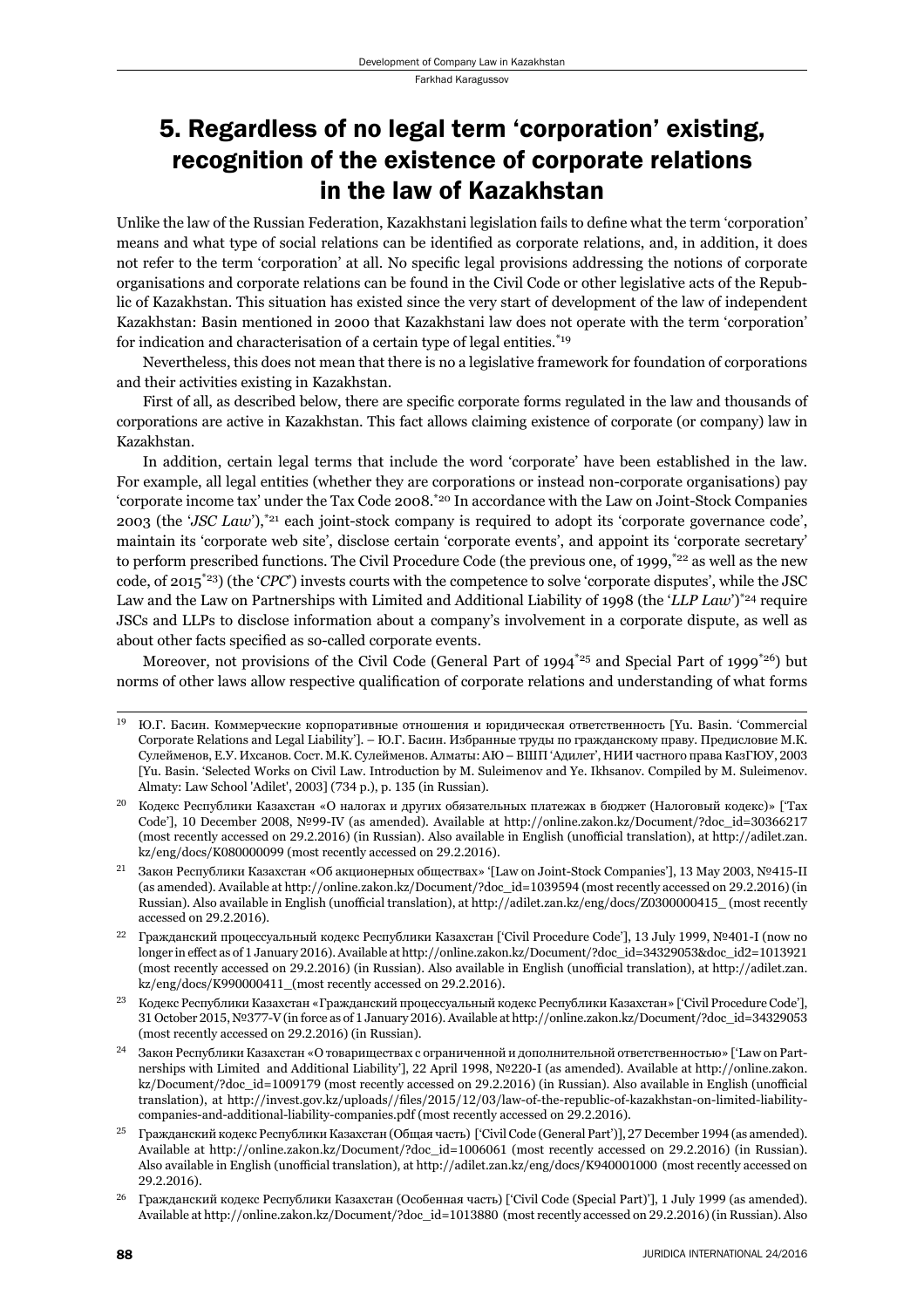# 5. Regardless of no legal term 'corporation' existing, recognition of the existence of corporate relations in the law of Kazakhstan

Unlike the law of the Russian Federation, Kazakhstani legislation fails to define what the term 'corporation' means and what type of social relations can be identified as corporate relations, and, in addition, it does not refer to the term 'corporation' at all. No specific legal provisions addressing the notions of corporate organisations and corporate relations can be found in the Civil Code or other legislative acts of the Republic of Kazakhstan. This situation has existed since the very start of development of the law of independent Kazakhstan: Basin mentioned in 2000 that Kazakhstani law does not operate with the term 'corporation' for indication and characterisation of a certain type of legal entities.[*19]

Nevertheless, this does not mean that there is no a legislative framework for foundation of corporations and their activities existing in Kazakhstan.

First of all, as described below, there are specific corporate forms regulated in the law and thousands of corporations are active in Kazakhstan. This fact allows claiming existence of corporate (or company) law in Kazakhstan.

In addition, certain legal terms that include the word 'corporate' have been established in the law. For example, all legal entities (whether they are corporations or instead non-corporate organisations) pay 'corporate income tax' under the Tax Code 2008.[*20] In accordance with the Law on Joint-Stock Companies 2003 (the '*JSC Law*'),[*21] each joint-stock company is required to adopt its 'corporate governance code', maintain its 'corporate web site', disclose certain 'corporate events', and appoint its 'corporate secretary' to perform prescribed functions. The Civil Procedure Code (the previous one, of 1999,[*22] as well as the new code, of 2015[*23]) (the '*CPC*') invests courts with the competence to solve 'corporate disputes', while the JSC Law and the Law on Partnerships with Limited and Additional Liability of 1998 (the '*LLP Law*')[*24] require JSCs and LLPs to disclose information about a company's involvement in a corporate dispute, as well as about other facts specified as so-called corporate events.

Moreover, not provisions of the Civil Code (General Part of 1994[*25] and Special Part of 1999[*26]) but norms of other laws allow respective qualification of corporate relations and understanding of what forms

---

[19] Ю.Г. Басин. Коммерческие корпоративные отношения и юридическая ответственность [Yu. Basin. 'Commercial Corporate Relations and Legal Liability']. – Ю.Г. Басин. Избранные труды по гражданскому праву. Предисловие М.К. Сулейменов, Е.У. Ихсанов. Сост. М.К. Сулейменов. Алматы: АЮ – ВШП 'Адилет', НИИ частного права КазГЮУ, 2003 [Yu. Basin. 'Selected Works on Civil Law. Introduction by M. Suleimenov and Ye. Ikhsanov. Compiled by M. Suleimenov. Almaty: Law School 'Adilet', 2003] (734 p.), p. 135 (in Russian).

[20] Кодекс Республики Казахстан «О налогах и других обязательных платежах в бюджет (Налоговый кодекс)» ['Tax Code'], 10 December 2008, №99-IV (as amended). Available at http://online.zakon.kz/Document/?doc_id=30366217 (most recently accessed on 29.2.2016) (in Russian). Also available in English (unofficial translation), at http://adilet.zan.kz/eng/docs/K080000099 (most recently accessed on 29.2.2016).

[21] Закон Республики Казахстан «Об акционерных обществах» '[Law on Joint-Stock Companies'], 13 May 2003, №415-II (as amended). Available at http://online.zakon.kz/Document/?doc_id=1039594 (most recently accessed on 29.2.2016) (in Russian). Also available in English (unofficial translation), at http://adilet.zan.kz/eng/docs/Z0300000415_ (most recently accessed on 29.2.2016).

[22] Гражданский процессуальный кодекс Республики Казахстан ['Civil Procedure Code'], 13 July 1999, №401-I (now no longer in effect as of 1 January 2016). Available at http://online.zakon.kz/Document/?doc_id=34329053&doc_id2=1013921 (most recently accessed on 29.2.2016) (in Russian). Also available in English (unofficial translation), at http://adilet.zan.kz/eng/docs/K990000411_(most recently accessed on 29.2.2016).

[23] Кодекс Республики Казахстан «Гражданский процессуальный кодекс Республики Казахстан» ['Civil Procedure Code'], 31 October 2015, №377-V (in force as of 1 January 2016). Available at http://online.zakon.kz/Document/?doc_id=34329053 (most recently accessed on 29.2.2016) (in Russian).

[24] Закон Республики Казахстан «О товариществах с ограниченной и дополнительной ответственностью» ['Law on Partnerships with Limited and Additional Liability'], 22 April 1998, №220-I (as amended). Available at http://online.zakon.kz/Document/?doc_id=1009179 (most recently accessed on 29.2.2016) (in Russian). Also available in English (unofficial translation), at http://invest.gov.kz/uploads//files/2015/12/03/law-of-the-republic-of-kazakhstan-on-limited-liability-companies-and-additional-liability-companies.pdf (most recently accessed on 29.2.2016).

[25] Гражданский кодекс Республики Казахстан (Общая часть) ['Civil Code (General Part)'], 27 December 1994 (as amended). Available at http://online.zakon.kz/Document/?doc_id=1006061 (most recently accessed on 29.2.2016) (in Russian). Also available in English (unofficial translation), at http://adilet.zan.kz/eng/docs/K940001000 (most recently accessed on 29.2.2016).

[26] Гражданский кодекс Республики Казахстан (Особенная часть) ['Civil Code (Special Part)'], 1 July 1999 (as amended). Available at http://online.zakon.kz/Document/?doc_id=1013880 (most recently accessed on 29.2.2016) (in Russian). Also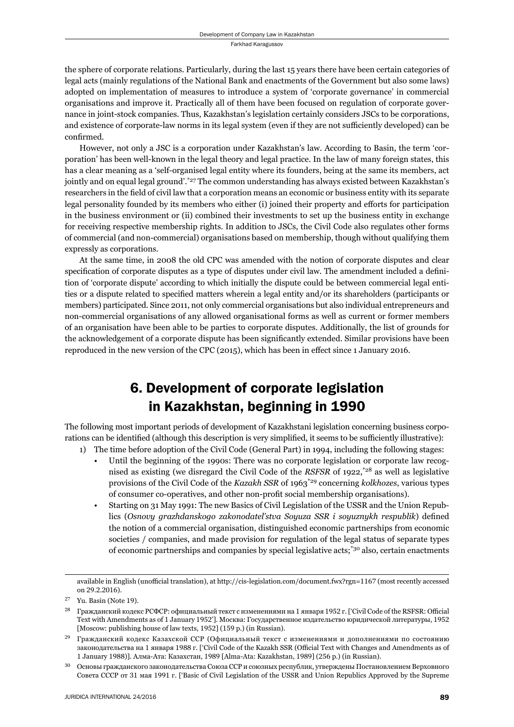the sphere of corporate relations. Particularly, during the last 15 years there have been certain categories of legal acts (mainly regulations of the National Bank and enactments of the Government but also some laws) adopted on implementation of measures to introduce a system of 'corporate governance' in commercial organisations and improve it. Practically all of them have been focused on regulation of corporate governance in joint-stock companies. Thus, Kazakhstan's legislation certainly considers JSCs to be corporations, and existence of corporate-law norms in its legal system (even if they are not sufficiently developed) can be confirmed.

However, not only a JSC is a corporation under Kazakhstan's law. According to Basin, the term 'corporation' has been well-known in the legal theory and legal practice. In the law of many foreign states, this has a clear meaning as a 'self-organised legal entity where its founders, being at the same its members, act jointly and on equal legal ground'.[*27] The common understanding has always existed between Kazakhstan's researchers in the field of civil law that a corporation means an economic or business entity with its separate legal personality founded by its members who either (i) joined their property and efforts for participation in the business environment or (ii) combined their investments to set up the business entity in exchange for receiving respective membership rights. In addition to JSCs, the Civil Code also regulates other forms of commercial (and non-commercial) organisations based on membership, though without qualifying them expressly as corporations.

At the same time, in 2008 the old CPC was amended with the notion of corporate disputes and clear specification of corporate disputes as a type of disputes under civil law. The amendment included a definition of 'corporate dispute' according to which initially the dispute could be between commercial legal entities or a dispute related to specified matters wherein a legal entity and/or its shareholders (participants or members) participated. Since 2011, not only commercial organisations but also individual entrepreneurs and non-commercial organisations of any allowed organisational forms as well as current or former members of an organisation have been able to be parties to corporate disputes. Additionally, the list of grounds for the acknowledgement of a corporate dispute has been significantly extended. Similar provisions have been reproduced in the new version of the CPC (2015), which has been in effect since 1 January 2016.

## 6. Development of corporate legislation in Kazakhstan, beginning in 1990

The following most important periods of development of Kazakhstani legislation concerning business corporations can be identified (although this description is very simplified, it seems to be sufficiently illustrative):

1) The time before adoption of the Civil Code (General Part) in 1994, including the following stages:
   - Until the beginning of the 1990s: There was no corporate legislation or corporate law recognised as existing (we disregard the Civil Code of the *RSFSR* of 1922,[*28] as well as legislative provisions of the Civil Code of the *Kazakh SSR* of 1963[*29] concerning *kolkhozes*, various types of consumer co-operatives, and other non-profit social membership organisations).
   - Starting on 31 May 1991: The new Basics of Civil Legislation of the USSR and the Union Republics (*Osnovy grazhdanskogo zakonodatel'stva Soyuza SSR i soyuznykh respublik*) defined the notion of a commercial organisation, distinguished economic partnerships from economic societies / companies, and made provision for regulation of the legal status of separate types of economic partnerships and companies by special legislative acts;[*30] also, certain enactments

---

available in English (unofficial translation), at http://cis-legislation.com/document.fwx?rgn=1167 (most recently accessed on 29.2.2016).

27 Yu. Basin (Note 19).

28 Гражданский кодекс РСФСР: официальный текст с изменениями на 1 января 1952 г. ['Civil Code of the RSFSR: Official Text with Amendments as of 1 January 1952']. Москва: Государственное издательство юридической литературы, 1952 [Moscow: publishing house of law texts, 1952] (159 p.) (in Russian).

29 Гражданский кодекс Казахской ССР (Официальный текст с изменениями и дополнениями по состоянию законодательства на 1 января 1988 г. ['Civil Code of the Kazakh SSR (Official Text with Changes and Amendments as of 1 January 1988)]. Алма-Ата: Казахстан, 1989 [Alma-Ata: Kazakhstan, 1989] (256 p.) (in Russian).

30 Основы гражданского законодательства Союза ССР и союзных республик, утверждены Постановлением Верховного Совета СССР от 31 мая 1991 г. ['Basic of Civil Legislation of the USSR and Union Republics Approved by the Supreme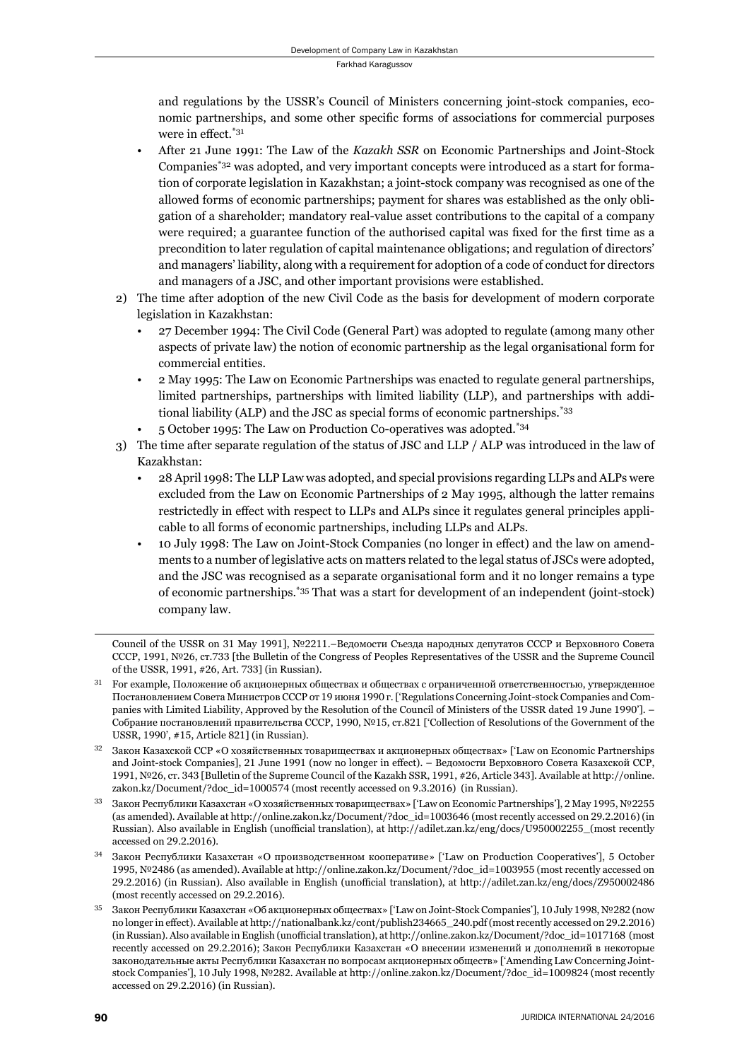and regulations by the USSR's Council of Ministers concerning joint-stock companies, economic partnerships, and some other specific forms of associations for commercial purposes were in effect.[*31]

- After 21 June 1991: The Law of the *Kazakh SSR* on Economic Partnerships and Joint-Stock Companies[*32] was adopted, and very important concepts were introduced as a start for formation of corporate legislation in Kazakhstan; a joint-stock company was recognised as one of the allowed forms of economic partnerships; payment for shares was established as the only obligation of a shareholder; mandatory real-value asset contributions to the capital of a company were required; a guarantee function of the authorised capital was fixed for the first time as a precondition to later regulation of capital maintenance obligations; and regulation of directors' and managers' liability, along with a requirement for adoption of a code of conduct for directors and managers of a JSC, and other important provisions were established.

2) The time after adoption of the new Civil Code as the basis for development of modern corporate legislation in Kazakhstan:
   - 27 December 1994: The Civil Code (General Part) was adopted to regulate (among many other aspects of private law) the notion of economic partnership as the legal organisational form for commercial entities.
   - 2 May 1995: The Law on Economic Partnerships was enacted to regulate general partnerships, limited partnerships, partnerships with limited liability (LLP), and partnerships with additional liability (ALP) and the JSC as special forms of economic partnerships.[*33]
   - 5 October 1995: The Law on Production Co-operatives was adopted.[*34]

3) The time after separate regulation of the status of JSC and LLP / ALP was introduced in the law of Kazakhstan:
   - 28 April 1998: The LLP Law was adopted, and special provisions regarding LLPs and ALPs were excluded from the Law on Economic Partnerships of 2 May 1995, although the latter remains restrictedly in effect with respect to LLPs and ALPs since it regulates general principles applicable to all forms of economic partnerships, including LLPs and ALPs.
   - 10 July 1998: The Law on Joint-Stock Companies (no longer in effect) and the law on amendments to a number of legislative acts on matters related to the legal status of JSCs were adopted, and the JSC was recognised as a separate organisational form and it no longer remains a type of economic partnerships.[*35] That was a start for development of an independent (joint-stock) company law.

---

Council of the USSR on 31 May 1991], №2211.–Ведомости Съезда народных депутатов СССР и Верховного Совета СССР, 1991, №26, ст.733 [the Bulletin of the Congress of Peoples Representatives of the USSR and the Supreme Council of the USSR, 1991, #26, Art. 733] (in Russian).

[31] For example, Положение об акционерных обществах и обществах с ограниченной ответственностью, утвержденное Постановлением Совета Министров СССР от 19 июня 1990 г. ['Regulations Concerning Joint-stock Companies and Companies with Limited Liability, Approved by the Resolution of the Council of Ministers of the USSR dated 19 June 1990']. – Собрание постановлений правительства СССР, 1990, №15, ст.821 ['Collection of Resolutions of the Government of the USSR, 1990', #15, Article 821] (in Russian).

[32] Закон Казахской ССР «О хозяйственных товариществах и акционерных обществах» ['Law on Economic Partnerships and Joint-stock Companies], 21 June 1991 (now no longer in effect). – Ведомости Верховного Совета Казахской ССР, 1991, №26, ст. 343 [Bulletin of the Supreme Council of the Kazakh SSR, 1991, #26, Article 343]. Available at http://online.zakon.kz/Document/?doc_id=1000574 (most recently accessed on 9.3.2016) (in Russian).

[33] Закон Республики Казахстан «О хозяйственных товариществах» ['Law on Economic Partnerships'], 2 May 1995, №2255 (as amended). Available at http://online.zakon.kz/Document/?doc_id=1003646 (most recently accessed on 29.2.2016) (in Russian). Also available in English (unofficial translation), at http://adilet.zan.kz/eng/docs/U950002255_(most recently accessed on 29.2.2016).

[34] Закон Республики Казахстан «О производственном кооперативе» ['Law on Production Cooperatives'], 5 October 1995, №2486 (as amended). Available at http://online.zakon.kz/Document/?doc_id=1003955 (most recently accessed on 29.2.2016) (in Russian). Also available in English (unofficial translation), at http://adilet.zan.kz/eng/docs/Z950002486 (most recently accessed on 29.2.2016).

[35] Закон Республики Казахстан «Об акционерных обществах» ['Law on Joint-Stock Companies'], 10 July 1998, №282 (now no longer in effect). Available at http://nationalbank.kz/cont/publish234665_240.pdf (most recently accessed on 29.2.2016) (in Russian). Also available in English (unofficial translation), at http://online.zakon.kz/Document/?doc_id=1017168 (most recently accessed on 29.2.2016); Закон Республики Казахстан «О внесении изменений и дополнений в некоторые законодательные акты Республики Казахстан по вопросам акционерных обществ» ['Amending Law Concerning Joint-stock Companies'], 10 July 1998, №282. Available at http://online.zakon.kz/Document/?doc_id=1009824 (most recently accessed on 29.2.2016) (in Russian).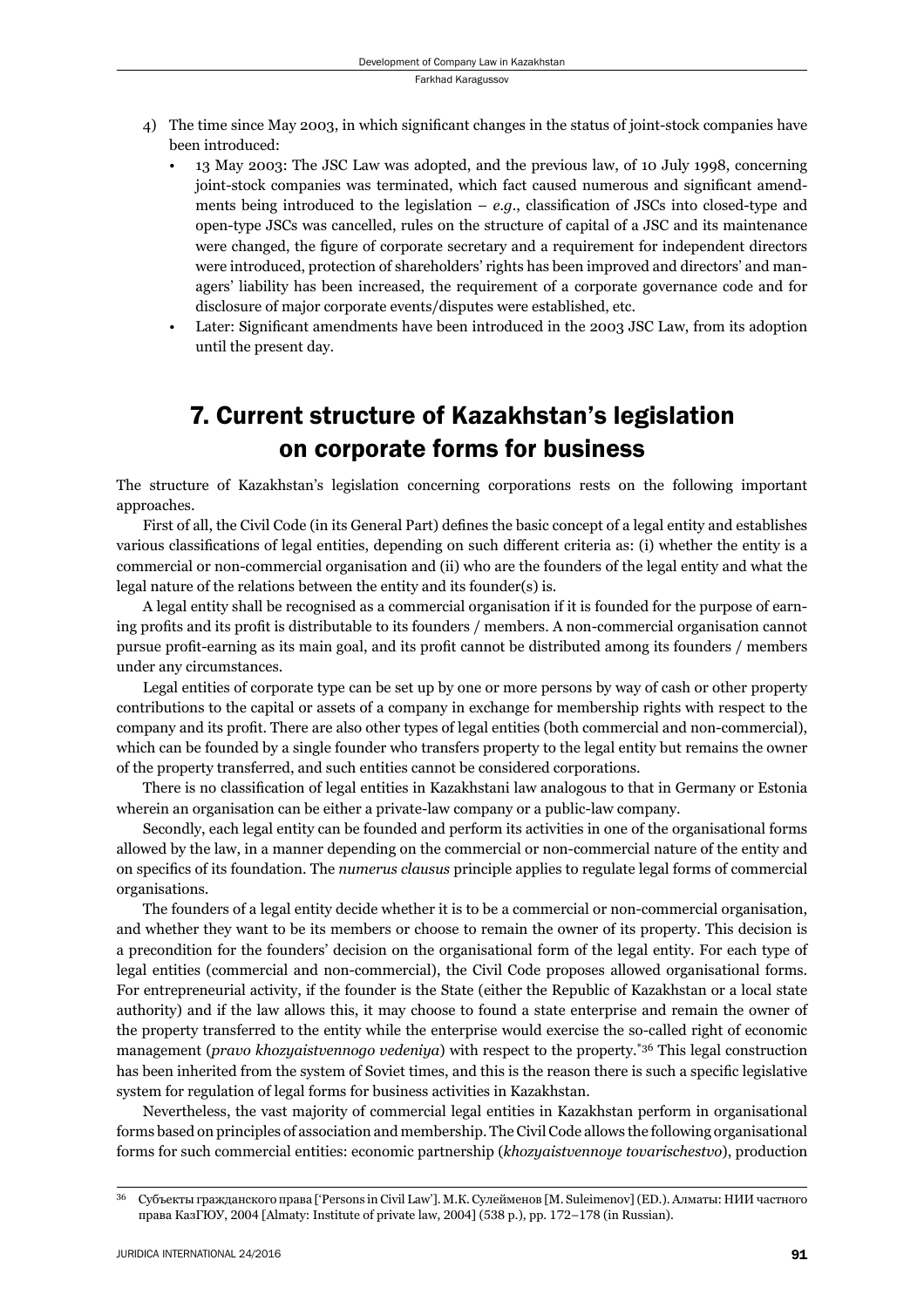4) The time since May 2003, in which significant changes in the status of joint-stock companies have been introduced:
   - 13 May 2003: The JSC Law was adopted, and the previous law, of 10 July 1998, concerning joint-stock companies was terminated, which fact caused numerous and significant amendments being introduced to the legislation – *e.g.*, classification of JSCs into closed-type and open-type JSCs was cancelled, rules on the structure of capital of a JSC and its maintenance were changed, the figure of corporate secretary and a requirement for independent directors were introduced, protection of shareholders' rights has been improved and directors' and managers' liability has been increased, the requirement of a corporate governance code and for disclosure of major corporate events/disputes were established, etc.
   - Later: Significant amendments have been introduced in the 2003 JSC Law, from its adoption until the present day.

## 7. Current structure of Kazakhstan's legislation on corporate forms for business

The structure of Kazakhstan's legislation concerning corporations rests on the following important approaches.

First of all, the Civil Code (in its General Part) defines the basic concept of a legal entity and establishes various classifications of legal entities, depending on such different criteria as: (i) whether the entity is a commercial or non-commercial organisation and (ii) who are the founders of the legal entity and what the legal nature of the relations between the entity and its founder(s) is.

A legal entity shall be recognised as a commercial organisation if it is founded for the purpose of earning profits and its profit is distributable to its founders / members. A non-commercial organisation cannot pursue profit-earning as its main goal, and its profit cannot be distributed among its founders / members under any circumstances.

Legal entities of corporate type can be set up by one or more persons by way of cash or other property contributions to the capital or assets of a company in exchange for membership rights with respect to the company and its profit. There are also other types of legal entities (both commercial and non-commercial), which can be founded by a single founder who transfers property to the legal entity but remains the owner of the property transferred, and such entities cannot be considered corporations.

There is no classification of legal entities in Kazakhstani law analogous to that in Germany or Estonia wherein an organisation can be either a private-law company or a public-law company.

Secondly, each legal entity can be founded and perform its activities in one of the organisational forms allowed by the law, in a manner depending on the commercial or non-commercial nature of the entity and on specifics of its foundation. The *numerus clausus* principle applies to regulate legal forms of commercial organisations.

The founders of a legal entity decide whether it is to be a commercial or non-commercial organisation, and whether they want to be its members or choose to remain the owner of its property. This decision is a precondition for the founders' decision on the organisational form of the legal entity. For each type of legal entities (commercial and non-commercial), the Civil Code proposes allowed organisational forms. For entrepreneurial activity, if the founder is the State (either the Republic of Kazakhstan or a local state authority) and if the law allows this, it may choose to found a state enterprise and remain the owner of the property transferred to the entity while the enterprise would exercise the so-called right of economic management (*pravo khozyaistvennogo vedeniya*) with respect to the property.[*36] This legal construction has been inherited from the system of Soviet times, and this is the reason there is such a specific legislative system for regulation of legal forms for business activities in Kazakhstan.

Nevertheless, the vast majority of commercial legal entities in Kazakhstan perform in organisational forms based on principles of association and membership. The Civil Code allows the following organisational forms for such commercial entities: economic partnership (*khozyaistvennoye tovarischestvo*), production

---

[36] Субъекты гражданского права ['Persons in Civil Law']. М.К. Сулейменов [M. Suleimenov] (ED.). Алматы: НИИ частного права КазГЮУ, 2004 [Almaty: Institute of private law, 2004] (538 p.), pp. 172–178 (in Russian).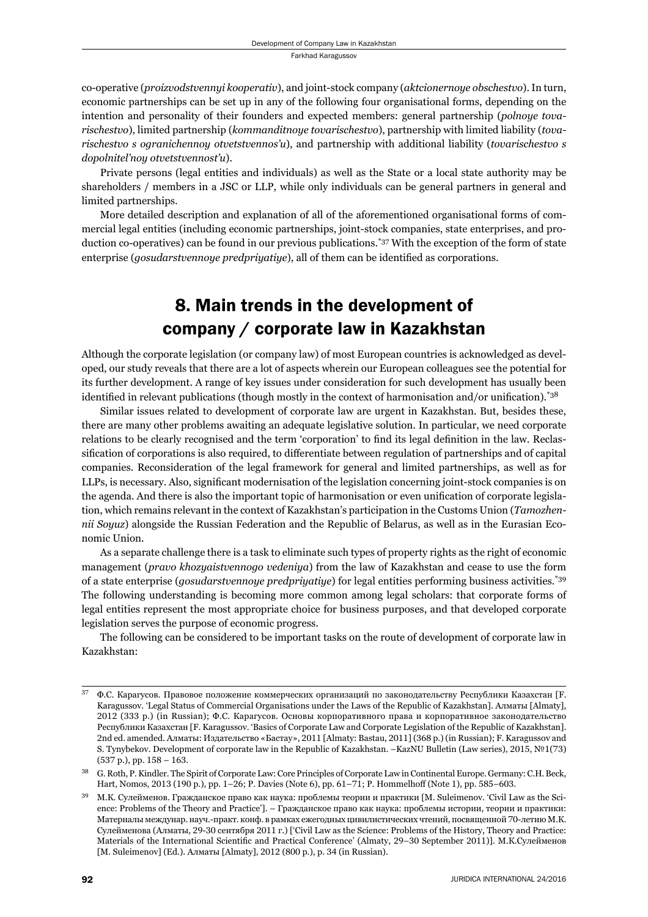co-operative (*proizvodstvennyi kooperativ*), and joint-stock company (*aktcionernoye obschestvo*). In turn, economic partnerships can be set up in any of the following four organisational forms, depending on the intention and personality of their founders and expected members: general partnership (*polnoye tovarischestvo*), limited partnership (*kommanditnoye tovarischestvo*), partnership with limited liability (*tovarischestvo s ogranichennoy otvetstvennos'u*), and partnership with additional liability (*tovarischestvo s dopolnitel'noy otvetstvennost'u*).

Private persons (legal entities and individuals) as well as the State or a local state authority may be shareholders / members in a JSC or LLP, while only individuals can be general partners in general and limited partnerships.

More detailed description and explanation of all of the aforementioned organisational forms of commercial legal entities (including economic partnerships, joint-stock companies, state enterprises, and production co-operatives) can be found in our previous publications.[*37] With the exception of the form of state enterprise (*gosudarstvennoye predpriyatiye*), all of them can be identified as corporations.

## 8. Main trends in the development of company / corporate law in Kazakhstan

Although the corporate legislation (or company law) of most European countries is acknowledged as developed, our study reveals that there are a lot of aspects wherein our European colleagues see the potential for its further development. A range of key issues under consideration for such development has usually been identified in relevant publications (though mostly in the context of harmonisation and/or unification).[*38]

Similar issues related to development of corporate law are urgent in Kazakhstan. But, besides these, there are many other problems awaiting an adequate legislative solution. In particular, we need corporate relations to be clearly recognised and the term 'corporation' to find its legal definition in the law. Reclassification of corporations is also required, to differentiate between regulation of partnerships and of capital companies. Reconsideration of the legal framework for general and limited partnerships, as well as for LLPs, is necessary. Also, significant modernisation of the legislation concerning joint-stock companies is on the agenda. And there is also the important topic of harmonisation or even unification of corporate legislation, which remains relevant in the context of Kazakhstan's participation in the Customs Union (*Tamozhennii Soyuz*) alongside the Russian Federation and the Republic of Belarus, as well as in the Eurasian Economic Union.

As a separate challenge there is a task to eliminate such types of property rights as the right of economic management (*pravo khozyaistvennogo vedeniya*) from the law of Kazakhstan and cease to use the form of a state enterprise (*gosudarstvennoye predpriyatiye*) for legal entities performing business activities.[*39] The following understanding is becoming more common among legal scholars: that corporate forms of legal entities represent the most appropriate choice for business purposes, and that developed corporate legislation serves the purpose of economic progress.

The following can be considered to be important tasks on the route of development of corporate law in Kazakhstan:

---

[37] Ф.С. Карагусов. Правовое положение коммерческих организаций по законодательству Республики Казахстан [F. Karagussov. 'Legal Status of Commercial Organisations under the Laws of the Republic of Kazakhstan]. Алматы [Almaty], 2012 (333 p.) (in Russian); Ф.С. Карагусов. Основы корпоративного права и корпоративное законодательство Республики Казахстан [F. Karagussov. 'Basics of Corporate Law and Corporate Legislation of the Republic of Kazakhstan]. 2nd ed. amended. Алматы: Издательство «Бастау», 2011 [Almaty: Bastau, 2011] (368 p.) (in Russian); F. Karagussov and S. Tynybekov. Development of corporate law in the Republic of Kazakhstan. –KazNU Bulletin (Law series), 2015, №1(73) (537 p.), pp. 158 – 163.

[38] G. Roth, P. Kindler. The Spirit of Corporate Law: Core Principles of Corporate Law in Continental Europe. Germany: C.H. Beck, Hart, Nomos, 2013 (190 p.), pp. 1–26; P. Davies (Note 6), pp. 61–71; P. Hommelhoff (Note 1), pp. 585–603.

[39] М.К. Сулейменов. Гражданское право как наука: проблемы теории и практики [M. Suleimenov. 'Civil Law as the Science: Problems of the Theory and Practice']. – Гражданское право как наука: проблемы истории, теории и практики: Материалы междунар. науч.-практ. конф. в рамках ежегодных цивилистических чтений, посвященной 70-летию М.К. Сулейменова (Алматы, 29-30 сентября 2011 г.) ['Civil Law as the Science: Problems of the History, Theory and Practice: Materials of the International Scientific and Practical Conference' (Almaty, 29–30 September 2011)]. М.К.Сулейменов [M. Suleimenov] (Ed.). Алматы [Almaty], 2012 (800 p.), p. 34 (in Russian).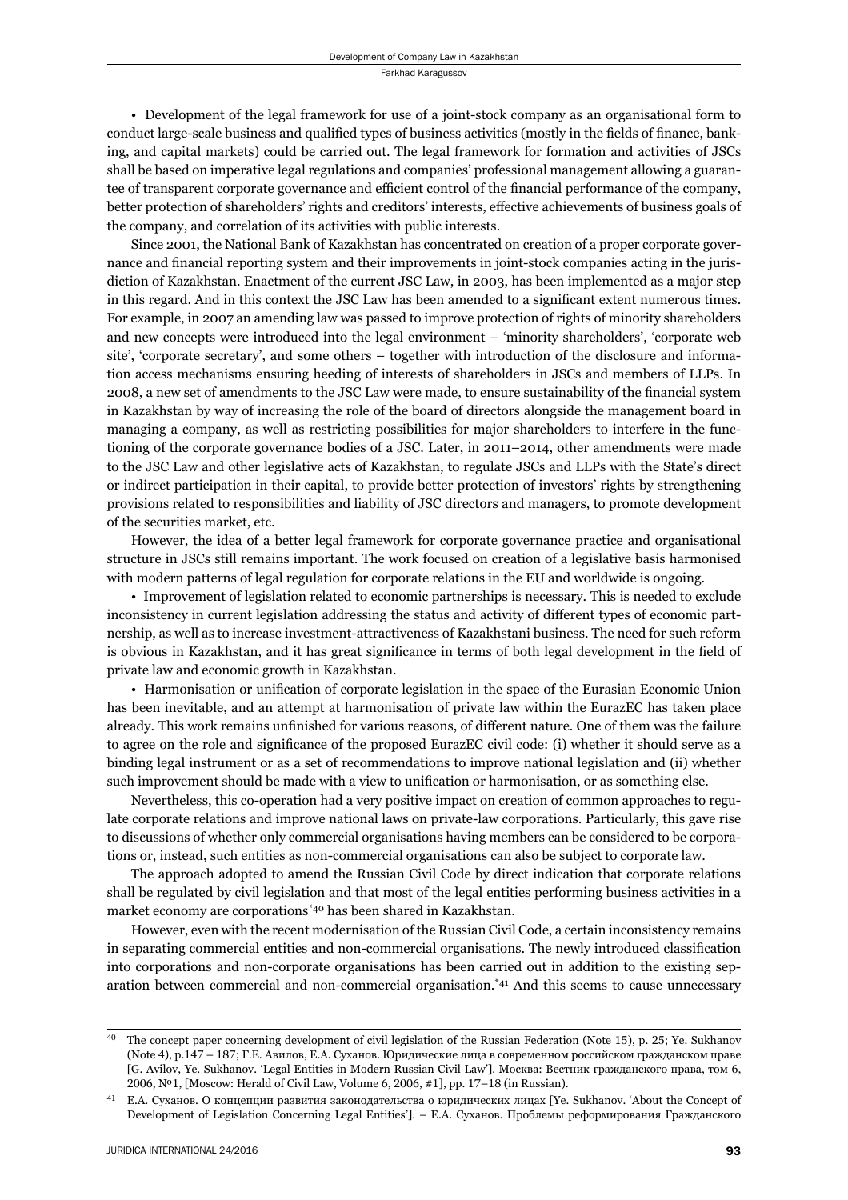- Development of the legal framework for use of a joint-stock company as an organisational form to conduct large-scale business and qualified types of business activities (mostly in the fields of finance, banking, and capital markets) could be carried out. The legal framework for formation and activities of JSCs shall be based on imperative legal regulations and companies' professional management allowing a guarantee of transparent corporate governance and efficient control of the financial performance of the company, better protection of shareholders' rights and creditors' interests, effective achievements of business goals of the company, and correlation of its activities with public interests.

Since 2001, the National Bank of Kazakhstan has concentrated on creation of a proper corporate governance and financial reporting system and their improvements in joint-stock companies acting in the jurisdiction of Kazakhstan. Enactment of the current JSC Law, in 2003, has been implemented as a major step in this regard. And in this context the JSC Law has been amended to a significant extent numerous times. For example, in 2007 an amending law was passed to improve protection of rights of minority shareholders and new concepts were introduced into the legal environment – 'minority shareholders', 'corporate web site', 'corporate secretary', and some others – together with introduction of the disclosure and information access mechanisms ensuring heeding of interests of shareholders in JSCs and members of LLPs. In 2008, a new set of amendments to the JSC Law were made, to ensure sustainability of the financial system in Kazakhstan by way of increasing the role of the board of directors alongside the management board in managing a company, as well as restricting possibilities for major shareholders to interfere in the functioning of the corporate governance bodies of a JSC. Later, in 2011–2014, other amendments were made to the JSC Law and other legislative acts of Kazakhstan, to regulate JSCs and LLPs with the State's direct or indirect participation in their capital, to provide better protection of investors' rights by strengthening provisions related to responsibilities and liability of JSC directors and managers, to promote development of the securities market, etc.

However, the idea of a better legal framework for corporate governance practice and organisational structure in JSCs still remains important. The work focused on creation of a legislative basis harmonised with modern patterns of legal regulation for corporate relations in the EU and worldwide is ongoing.

- Improvement of legislation related to economic partnerships is necessary. This is needed to exclude inconsistency in current legislation addressing the status and activity of different types of economic partnership, as well as to increase investment-attractiveness of Kazakhstani business. The need for such reform is obvious in Kazakhstan, and it has great significance in terms of both legal development in the field of private law and economic growth in Kazakhstan.

- Harmonisation or unification of corporate legislation in the space of the Eurasian Economic Union has been inevitable, and an attempt at harmonisation of private law within the EurazEC has taken place already. This work remains unfinished for various reasons, of different nature. One of them was the failure to agree on the role and significance of the proposed EurazEC civil code: (i) whether it should serve as a binding legal instrument or as a set of recommendations to improve national legislation and (ii) whether such improvement should be made with a view to unification or harmonisation, or as something else.

Nevertheless, this co-operation had a very positive impact on creation of common approaches to regulate corporate relations and improve national laws on private-law corporations. Particularly, this gave rise to discussions of whether only commercial organisations having members can be considered to be corporations or, instead, such entities as non-commercial organisations can also be subject to corporate law.

The approach adopted to amend the Russian Civil Code by direct indication that corporate relations shall be regulated by civil legislation and that most of the legal entities performing business activities in a market economy are corporations[*40] has been shared in Kazakhstan.

However, even with the recent modernisation of the Russian Civil Code, a certain inconsistency remains in separating commercial entities and non-commercial organisations. The newly introduced classification into corporations and non-corporate organisations has been carried out in addition to the existing separation between commercial and non-commercial organisation.[*41] And this seems to cause unnecessary

---

[40] The concept paper concerning development of civil legislation of the Russian Federation (Note 15), p. 25; Ye. Sukhanov (Note 4), p.147 – 187; Г.Е. Авилов, Е.А. Суханов. Юридические лица в современном российском гражданском праве [G. Avilov, Ye. Sukhanov. 'Legal Entities in Modern Russian Civil Law']. Москва: Вестник гражданского права, том 6, 2006, №1, [Moscow: Herald of Civil Law, Volume 6, 2006, #1], pp. 17–18 (in Russian).

[41] Е.А. Суханов. О концепции развития законодательства о юридических лицах [Ye. Sukhanov. 'About the Concept of Development of Legislation Concerning Legal Entities']. – Е.А. Суханов. Проблемы реформирования Гражданского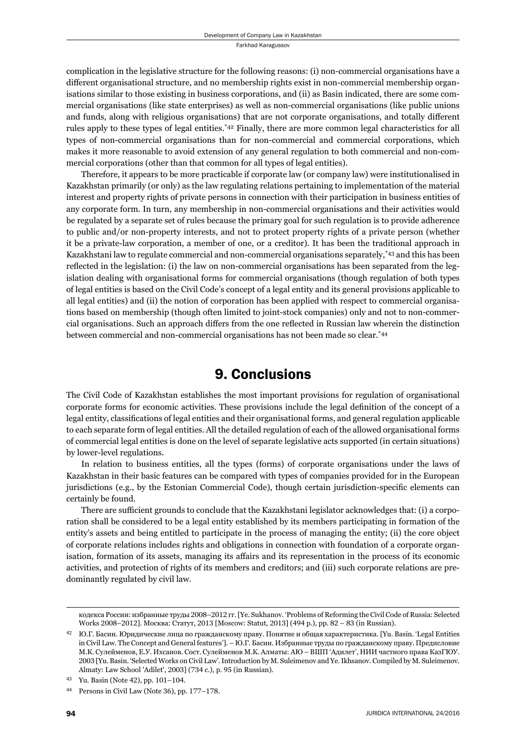complication in the legislative structure for the following reasons: (i) non-commercial organisations have a different organisational structure, and no membership rights exist in non-commercial membership organisations similar to those existing in business corporations, and (ii) as Basin indicated, there are some commercial organisations (like state enterprises) as well as non-commercial organisations (like public unions and funds, along with religious organisations) that are not corporate organisations, and totally different rules apply to these types of legal entities.[42] Finally, there are more common legal characteristics for all types of non-commercial organisations than for non-commercial and commercial corporations, which makes it more reasonable to avoid extension of any general regulation to both commercial and non-commercial corporations (other than that common for all types of legal entities).

Therefore, it appears to be more practicable if corporate law (or company law) were institutionalised in Kazakhstan primarily (or only) as the law regulating relations pertaining to implementation of the material interest and property rights of private persons in connection with their participation in business entities of any corporate form. In turn, any membership in non-commercial organisations and their activities would be regulated by a separate set of rules because the primary goal for such regulation is to provide adherence to public and/or non-property interests, and not to protect property rights of a private person (whether it be a private-law corporation, a member of one, or a creditor). It has been the traditional approach in Kazakhstani law to regulate commercial and non-commercial organisations separately,[43] and this has been reflected in the legislation: (i) the law on non-commercial organisations has been separated from the legislation dealing with organisational forms for commercial organisations (though regulation of both types of legal entities is based on the Civil Code's concept of a legal entity and its general provisions applicable to all legal entities) and (ii) the notion of corporation has been applied with respect to commercial organisations based on membership (though often limited to joint-stock companies) only and not to non-commercial organisations. Such an approach differs from the one reflected in Russian law wherein the distinction between commercial and non-commercial organisations has not been made so clear.[44]

## 9. Conclusions

The Civil Code of Kazakhstan establishes the most important provisions for regulation of organisational corporate forms for economic activities. These provisions include the legal definition of the concept of a legal entity, classifications of legal entities and their organisational forms, and general regulation applicable to each separate form of legal entities. All the detailed regulation of each of the allowed organisational forms of commercial legal entities is done on the level of separate legislative acts supported (in certain situations) by lower-level regulations.

In relation to business entities, all the types (forms) of corporate organisations under the laws of Kazakhstan in their basic features can be compared with types of companies provided for in the European jurisdictions (e.g., by the Estonian Commercial Code), though certain jurisdiction-specific elements can certainly be found.

There are sufficient grounds to conclude that the Kazakhstani legislator acknowledges that: (i) a corporation shall be considered to be a legal entity established by its members participating in formation of the entity's assets and being entitled to participate in the process of managing the entity; (ii) the core object of corporate relations includes rights and obligations in connection with foundation of a corporate organisation, formation of its assets, managing its affairs and its representation in the process of its economic activities, and protection of rights of its members and creditors; and (iii) such corporate relations are predominantly regulated by civil law.

---

кодекса России: избранные труды 2008–2012 гг. [Ye. Sukhanov. 'Problems of Reforming the Civil Code of Russia: Selected Works 2008–2012]. Москва: Статут, 2013 [Moscow: Statut, 2013] (494 p.), pp. 82 – 83 (in Russian).

[42] Ю.Г. Басин. Юридические лица по гражданскому праву. Понятие и общая характеристика. [Yu. Basin. 'Legal Entities in Civil Law. The Concept and General features']. – Ю.Г. Басин. Избранные труды по гражданскому праву. Предисловие М.К. Сулейменов, Е.У. Ихсанов. Сост. Сулейменов М.К. Алматы: АЮ – ВШП 'Адилет', НИИ частного права КазГЮУ. 2003 [Yu. Basin. 'Selected Works on Civil Law'. Introduction by M. Suleimenov and Ye. Ikhsanov. Compiled by M. Suleimenov. Almaty: Law School 'Adilet', 2003] (734 c.), p. 95 (in Russian).

[43] Yu. Basin (Note 42), pp. 101–104.

[44] Persons in Civil Law (Note 36), pp. 177–178.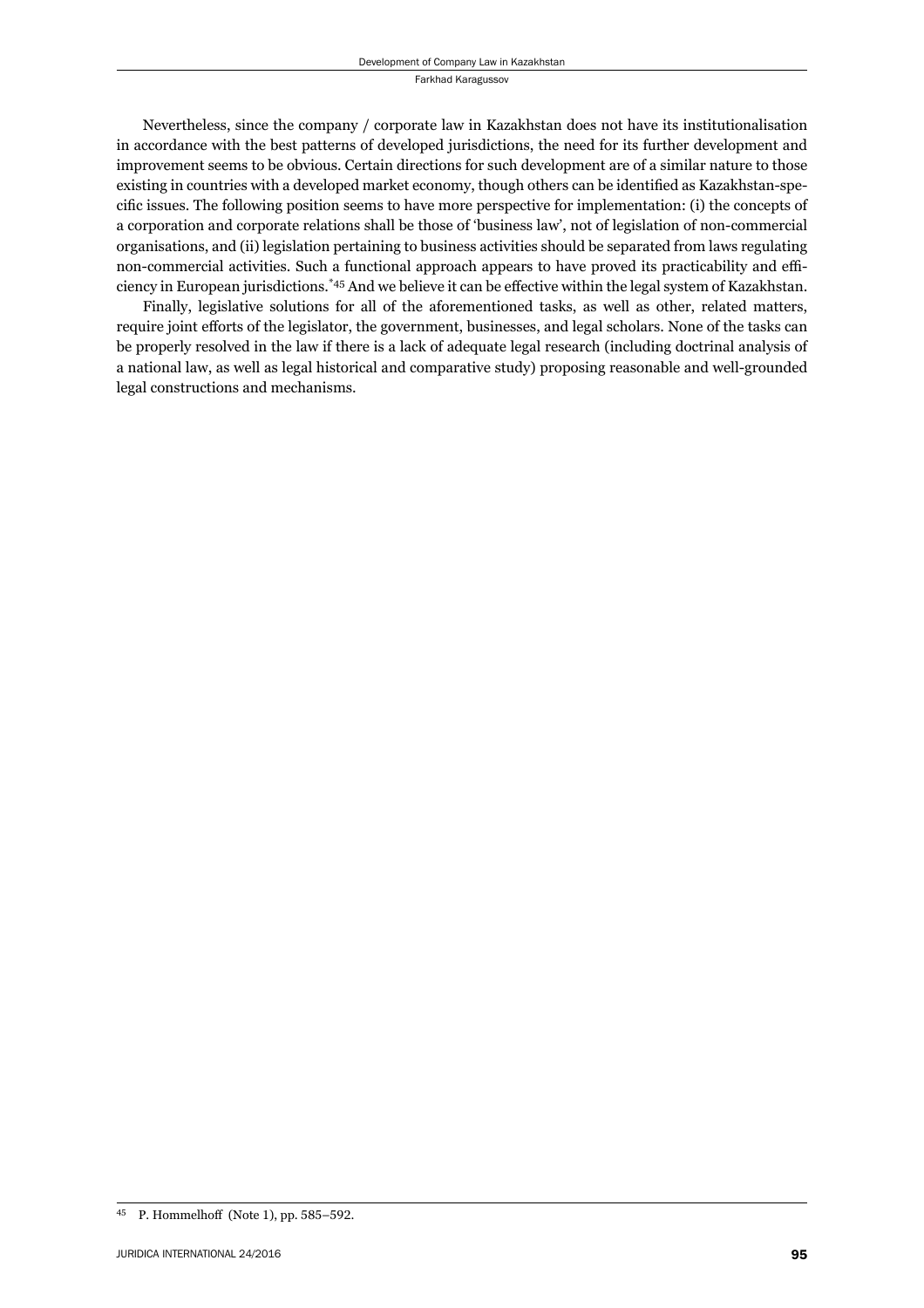Nevertheless, since the company / corporate law in Kazakhstan does not have its institutionalisation in accordance with the best patterns of developed jurisdictions, the need for its further development and improvement seems to be obvious. Certain directions for such development are of a similar nature to those existing in countries with a developed market economy, though others can be identified as Kazakhstan-specific issues. The following position seems to have more perspective for implementation: (i) the concepts of a corporation and corporate relations shall be those of 'business law', not of legislation of non-commercial organisations, and (ii) legislation pertaining to business activities should be separated from laws regulating non-commercial activities. Such a functional approach appears to have proved its practicability and efficiency in European jurisdictions.[*45] And we believe it can be effective within the legal system of Kazakhstan.

Finally, legislative solutions for all of the aforementioned tasks, as well as other, related matters, require joint efforts of the legislator, the government, businesses, and legal scholars. None of the tasks can be properly resolved in the law if there is a lack of adequate legal research (including doctrinal analysis of a national law, as well as legal historical and comparative study) proposing reasonable and well-grounded legal constructions and mechanisms.

---

[45] P. Hommelhoff (Note 1), pp. 585–592.